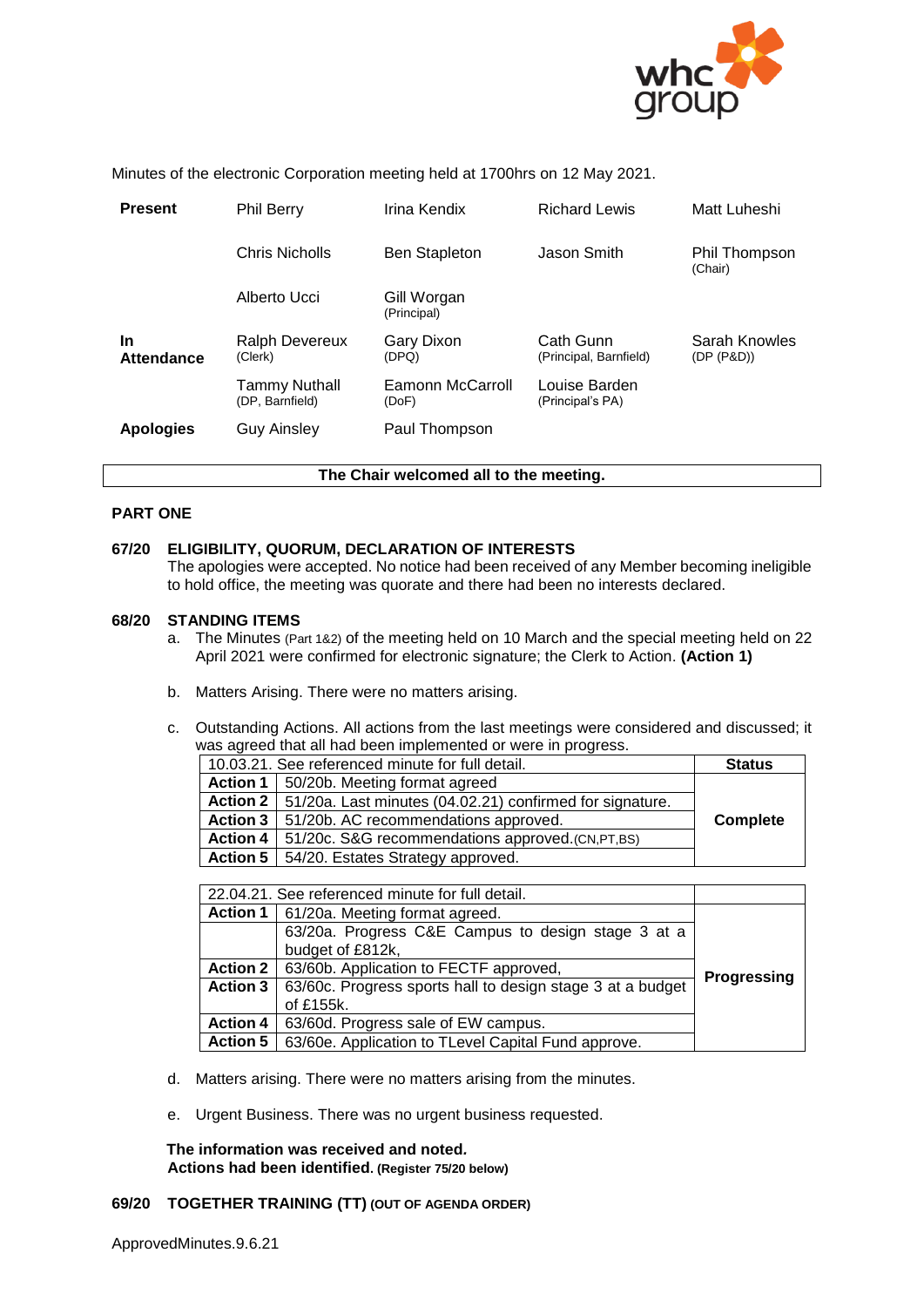Minutes of the electronic Corporation meeting held at 1700hrs on 12 May 2021.

| | | | | |
|---|---|---|---|---|
| **Present** | Phil Berry | Irina Kendix | Richard Lewis | Matt Luheshi |
| | Chris Nicholls | Ben Stapleton | Jason Smith | Phil Thompson (Chair) |
| | Alberto Ucci | Gill Worgan (Principal) | | |
| **In Attendance** | Ralph Devereux (Clerk) | Gary Dixon (DPQ) | Cath Gunn (Principal, Barnfield) | Sarah Knowles (DP (P&D)) |
| | Tammy Nuthall (DP, Barnfield) | Eamonn McCarroll (DoF) | Louise Barden (Principal's PA) | |
| **Apologies** | Guy Ainsley | Paul Thompson | | |

**The Chair welcomed all to the meeting.**

## PART ONE

### 67/20 ELIGIBILITY, QUORUM, DECLARATION OF INTERESTS

The apologies were accepted. No notice had been received of any Member becoming ineligible to hold office, the meeting was quorate and there had been no interests declared.

### 68/20 STANDING ITEMS

a. The Minutes (Part 1&2) of the meeting held on 10 March and the special meeting held on 22 April 2021 were confirmed for electronic signature; the Clerk to Action. **(Action 1)**

b. Matters Arising. There were no matters arising.

c. Outstanding Actions. All actions from the last meetings were considered and discussed; it was agreed that all had been implemented or were in progress.

| 10.03.21. See referenced minute for full detail. | | **Status** |
|---|---|---|
| **Action 1** | 50/20b. Meeting format agreed | **Complete** |
| **Action 2** | 51/20a. Last minutes (04.02.21) confirmed for signature. | |
| **Action 3** | 51/20b. AC recommendations approved. | |
| **Action 4** | 51/20c. S&G recommendations approved.(CN,PT,BS) | |
| **Action 5** | 54/20. Estates Strategy approved. | |

| 22.04.21. See referenced minute for full detail. | | |
|---|---|---|
| **Action 1** | 61/20a. Meeting format agreed. | **Progressing** |
| | 63/20a. Progress C&E Campus to design stage 3 at a budget of £812k, | |
| **Action 2** | 63/60b. Application to FECTF approved, | |
| **Action 3** | 63/60c. Progress sports hall to design stage 3 at a budget of £155k. | |
| **Action 4** | 63/60d. Progress sale of EW campus. | |
| **Action 5** | 63/60e. Application to TLevel Capital Fund approve. | |

d. Matters arising. There were no matters arising from the minutes.

e. Urgent Business. There was no urgent business requested.

**The information was received and noted.**
**Actions had been identified. (Register 75/20 below)**

### 69/20 TOGETHER TRAINING (TT) (OUT OF AGENDA ORDER)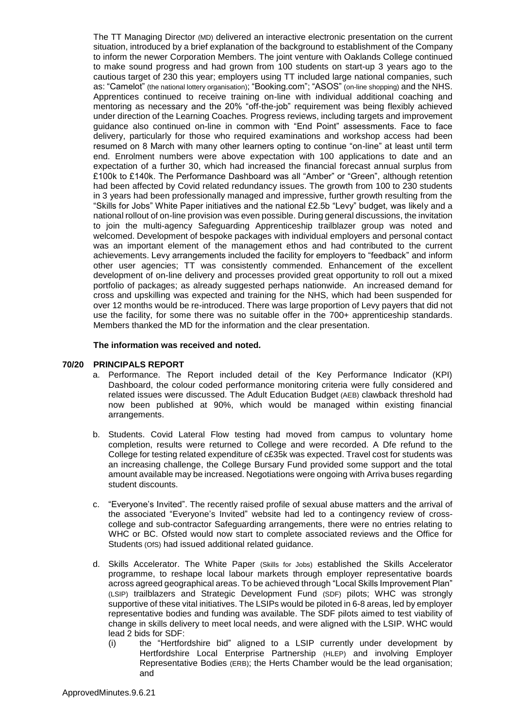The TT Managing Director (MD) delivered an interactive electronic presentation on the current situation, introduced by a brief explanation of the background to establishment of the Company to inform the newer Corporation Members. The joint venture with Oaklands College continued to make sound progress and had grown from 100 students on start-up 3 years ago to the cautious target of 230 this year; employers using TT included large national companies, such as: "Camelot" (the national lottery organisation); "Booking.com"; "ASOS" (on-line shopping) and the NHS. Apprentices continued to receive training on-line with individual additional coaching and mentoring as necessary and the 20% "off-the-job" requirement was being flexibly achieved under direction of the Learning Coaches. Progress reviews, including targets and improvement guidance also continued on-line in common with "End Point" assessments. Face to face delivery, particularly for those who required examinations and workshop access had been resumed on 8 March with many other learners opting to continue "on-line" at least until term end. Enrolment numbers were above expectation with 100 applications to date and an expectation of a further 30, which had increased the financial forecast annual surplus from £100k to £140k. The Performance Dashboard was all "Amber" or "Green", although retention had been affected by Covid related redundancy issues. The growth from 100 to 230 students in 3 years had been professionally managed and impressive, further growth resulting from the "Skills for Jobs" White Paper initiatives and the national £2.5b "Levy" budget, was likely and a national rollout of on-line provision was even possible. During general discussions, the invitation to join the multi-agency Safeguarding Apprenticeship trailblazer group was noted and welcomed. Development of bespoke packages with individual employers and personal contact was an important element of the management ethos and had contributed to the current achievements. Levy arrangements included the facility for employers to "feedback" and inform other user agencies; TT was consistently commended. Enhancement of the excellent development of on-line delivery and processes provided great opportunity to roll out a mixed portfolio of packages; as already suggested perhaps nationwide. An increased demand for cross and upskilling was expected and training for the NHS, which had been suspended for over 12 months would be re-introduced. There was large proportion of Levy payers that did not use the facility, for some there was no suitable offer in the 700+ apprenticeship standards. Members thanked the MD for the information and the clear presentation.

**The information was received and noted.**

**70/20 PRINCIPALS REPORT**

a. Performance. The Report included detail of the Key Performance Indicator (KPI) Dashboard, the colour coded performance monitoring criteria were fully considered and related issues were discussed. The Adult Education Budget (AEB) clawback threshold had now been published at 90%, which would be managed within existing financial arrangements.

b. Students. Covid Lateral Flow testing had moved from campus to voluntary home completion, results were returned to College and were recorded. A Dfe refund to the College for testing related expenditure of c£35k was expected. Travel cost for students was an increasing challenge, the College Bursary Fund provided some support and the total amount available may be increased. Negotiations were ongoing with Arriva buses regarding student discounts.

c. "Everyone's Invited". The recently raised profile of sexual abuse matters and the arrival of the associated "Everyone's Invited" website had led to a contingency review of cross-college and sub-contractor Safeguarding arrangements, there were no entries relating to WHC or BC. Ofsted would now start to complete associated reviews and the Office for Students (OfS) had issued additional related guidance.

d. Skills Accelerator. The White Paper (Skills for Jobs) established the Skills Accelerator programme, to reshape local labour markets through employer representative boards across agreed geographical areas. To be achieved through "Local Skills Improvement Plan" (LSIP) trailblazers and Strategic Development Fund (SDF) pilots; WHC was strongly supportive of these vital initiatives. The LSIPs would be piloted in 6-8 areas, led by employer representative bodies and funding was available. The SDF pilots aimed to test viability of change in skills delivery to meet local needs, and were aligned with the LSIP. WHC would lead 2 bids for SDF:

   (i) the "Hertfordshire bid" aligned to a LSIP currently under development by Hertfordshire Local Enterprise Partnership (HLEP) and involving Employer Representative Bodies (ERB); the Herts Chamber would be the lead organisation; and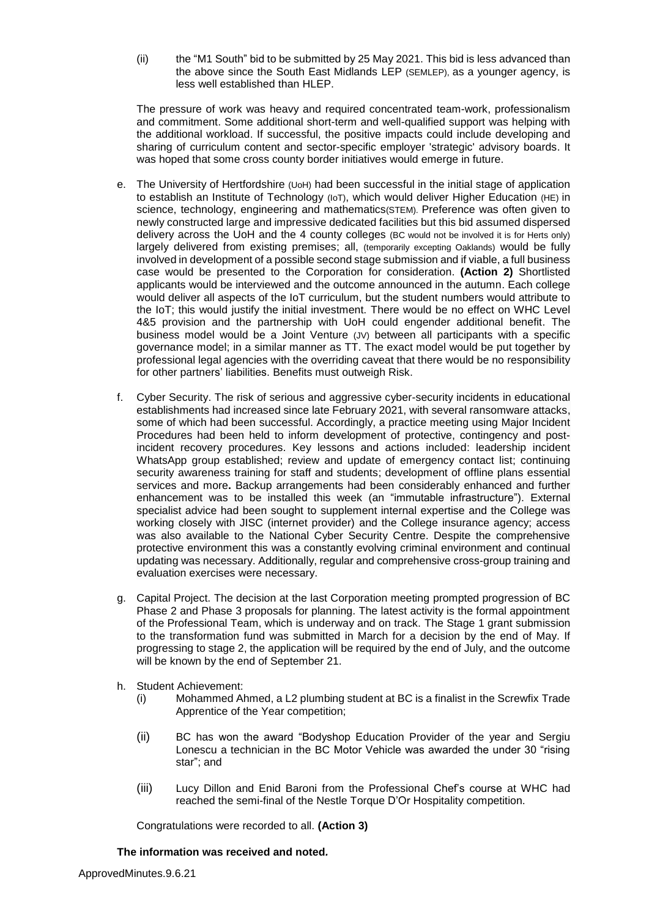(ii) the "M1 South" bid to be submitted by 25 May 2021. This bid is less advanced than the above since the South East Midlands LEP (SEMLEP), as a younger agency, is less well established than HLEP.

The pressure of work was heavy and required concentrated team-work, professionalism and commitment. Some additional short-term and well-qualified support was helping with the additional workload. If successful, the positive impacts could include developing and sharing of curriculum content and sector-specific employer 'strategic' advisory boards. It was hoped that some cross county border initiatives would emerge in future.

e. The University of Hertfordshire (UoH) had been successful in the initial stage of application to establish an Institute of Technology (IoT), which would deliver Higher Education (HE) in science, technology, engineering and mathematics(STEM). Preference was often given to newly constructed large and impressive dedicated facilities but this bid assumed dispersed delivery across the UoH and the 4 county colleges (BC would not be involved it is for Herts only) largely delivered from existing premises; all, (temporarily excepting Oaklands) would be fully involved in development of a possible second stage submission and if viable, a full business case would be presented to the Corporation for consideration. **(Action 2)** Shortlisted applicants would be interviewed and the outcome announced in the autumn. Each college would deliver all aspects of the IoT curriculum, but the student numbers would attribute to the IoT; this would justify the initial investment. There would be no effect on WHC Level 4&5 provision and the partnership with UoH could engender additional benefit. The business model would be a Joint Venture (JV) between all participants with a specific governance model; in a similar manner as TT. The exact model would be put together by professional legal agencies with the overriding caveat that there would be no responsibility for other partners' liabilities. Benefits must outweigh Risk.

f. Cyber Security. The risk of serious and aggressive cyber-security incidents in educational establishments had increased since late February 2021, with several ransomware attacks, some of which had been successful. Accordingly, a practice meeting using Major Incident Procedures had been held to inform development of protective, contingency and post-incident recovery procedures. Key lessons and actions included: leadership incident WhatsApp group established; review and update of emergency contact list; continuing security awareness training for staff and students; development of offline plans essential services and more**.** Backup arrangements had been considerably enhanced and further enhancement was to be installed this week (an "immutable infrastructure"). External specialist advice had been sought to supplement internal expertise and the College was working closely with JISC (internet provider) and the College insurance agency; access was also available to the National Cyber Security Centre. Despite the comprehensive protective environment this was a constantly evolving criminal environment and continual updating was necessary. Additionally, regular and comprehensive cross-group training and evaluation exercises were necessary.

g. Capital Project. The decision at the last Corporation meeting prompted progression of BC Phase 2 and Phase 3 proposals for planning. The latest activity is the formal appointment of the Professional Team, which is underway and on track. The Stage 1 grant submission to the transformation fund was submitted in March for a decision by the end of May. If progressing to stage 2, the application will be required by the end of July, and the outcome will be known by the end of September 21.

h. Student Achievement:
   (i) Mohammed Ahmed, a L2 plumbing student at BC is a finalist in the Screwfix Trade Apprentice of the Year competition;

   (ii) BC has won the award "Bodyshop Education Provider of the year and Sergiu Lonescu a technician in the BC Motor Vehicle was awarded the under 30 "rising star"; and

   (iii) Lucy Dillon and Enid Baroni from the Professional Chef's course at WHC had reached the semi-final of the Nestle Torque D'Or Hospitality competition.

   Congratulations were recorded to all. **(Action 3)**

**The information was received and noted.**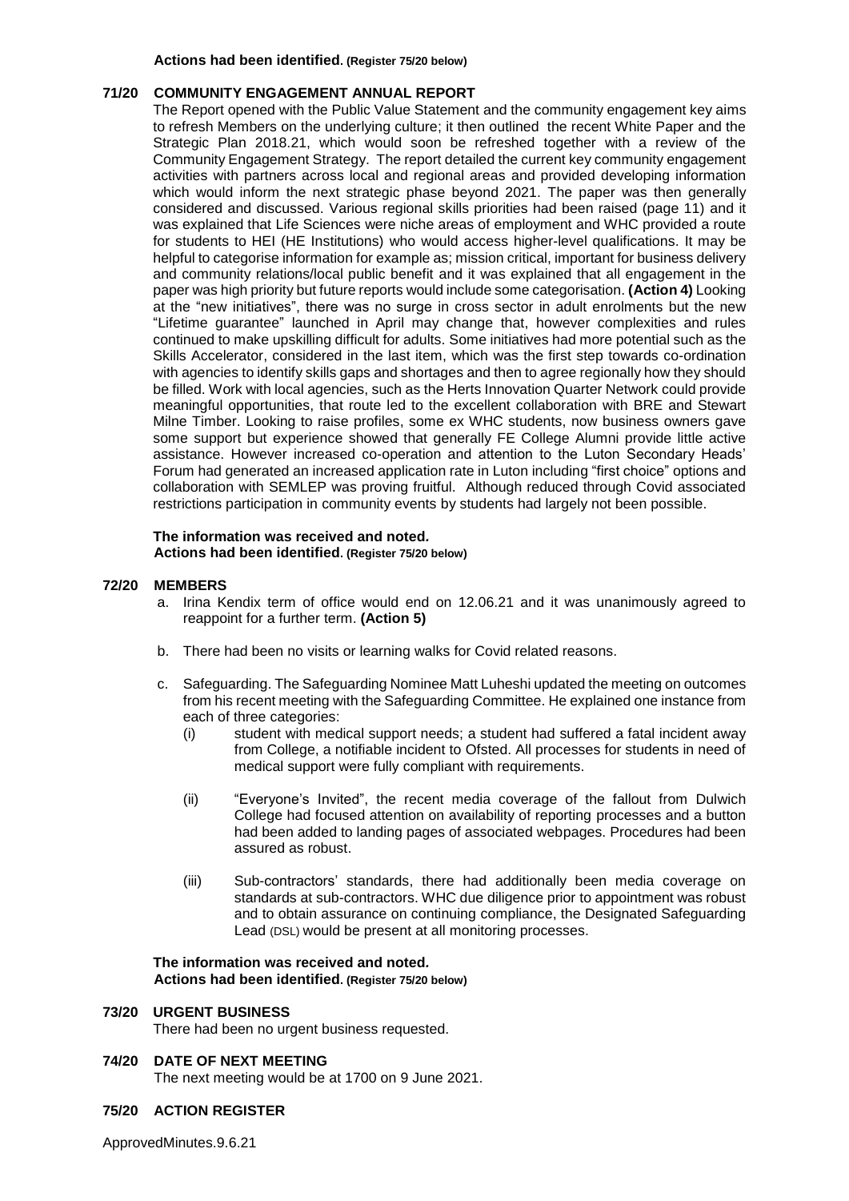**Actions had been identified. (Register 75/20 below)**

## 71/20 COMMUNITY ENGAGEMENT ANNUAL REPORT

The Report opened with the Public Value Statement and the community engagement key aims to refresh Members on the underlying culture; it then outlined the recent White Paper and the Strategic Plan 2018.21, which would soon be refreshed together with a review of the Community Engagement Strategy. The report detailed the current key community engagement activities with partners across local and regional areas and provided developing information which would inform the next strategic phase beyond 2021. The paper was then generally considered and discussed. Various regional skills priorities had been raised (page 11) and it was explained that Life Sciences were niche areas of employment and WHC provided a route for students to HEI (HE Institutions) who would access higher-level qualifications. It may be helpful to categorise information for example as; mission critical, important for business delivery and community relations/local public benefit and it was explained that all engagement in the paper was high priority but future reports would include some categorisation. **(Action 4)** Looking at the "new initiatives", there was no surge in cross sector in adult enrolments but the new "Lifetime guarantee" launched in April may change that, however complexities and rules continued to make upskilling difficult for adults. Some initiatives had more potential such as the Skills Accelerator, considered in the last item, which was the first step towards co-ordination with agencies to identify skills gaps and shortages and then to agree regionally how they should be filled. Work with local agencies, such as the Herts Innovation Quarter Network could provide meaningful opportunities, that route led to the excellent collaboration with BRE and Stewart Milne Timber. Looking to raise profiles, some ex WHC students, now business owners gave some support but experience showed that generally FE College Alumni provide little active assistance. However increased co-operation and attention to the Luton Secondary Heads' Forum had generated an increased application rate in Luton including "first choice" options and collaboration with SEMLEP was proving fruitful. Although reduced through Covid associated restrictions participation in community events by students had largely not been possible.

**The information was received and noted.**
**Actions had been identified. (Register 75/20 below)**

## 72/20 MEMBERS

a. Irina Kendix term of office would end on 12.06.21 and it was unanimously agreed to reappoint for a further term. **(Action 5)**

b. There had been no visits or learning walks for Covid related reasons.

c. Safeguarding. The Safeguarding Nominee Matt Luheshi updated the meeting on outcomes from his recent meeting with the Safeguarding Committee. He explained one instance from each of three categories:

   (i) student with medical support needs; a student had suffered a fatal incident away from College, a notifiable incident to Ofsted. All processes for students in need of medical support were fully compliant with requirements.

   (ii) "Everyone's Invited", the recent media coverage of the fallout from Dulwich College had focused attention on availability of reporting processes and a button had been added to landing pages of associated webpages. Procedures had been assured as robust.

   (iii) Sub-contractors' standards, there had additionally been media coverage on standards at sub-contractors. WHC due diligence prior to appointment was robust and to obtain assurance on continuing compliance, the Designated Safeguarding Lead (DSL) would be present at all monitoring processes.

**The information was received and noted.**
**Actions had been identified. (Register 75/20 below)**

## 73/20 URGENT BUSINESS

There had been no urgent business requested.

## 74/20 DATE OF NEXT MEETING

The next meeting would be at 1700 on 9 June 2021.

## 75/20 ACTION REGISTER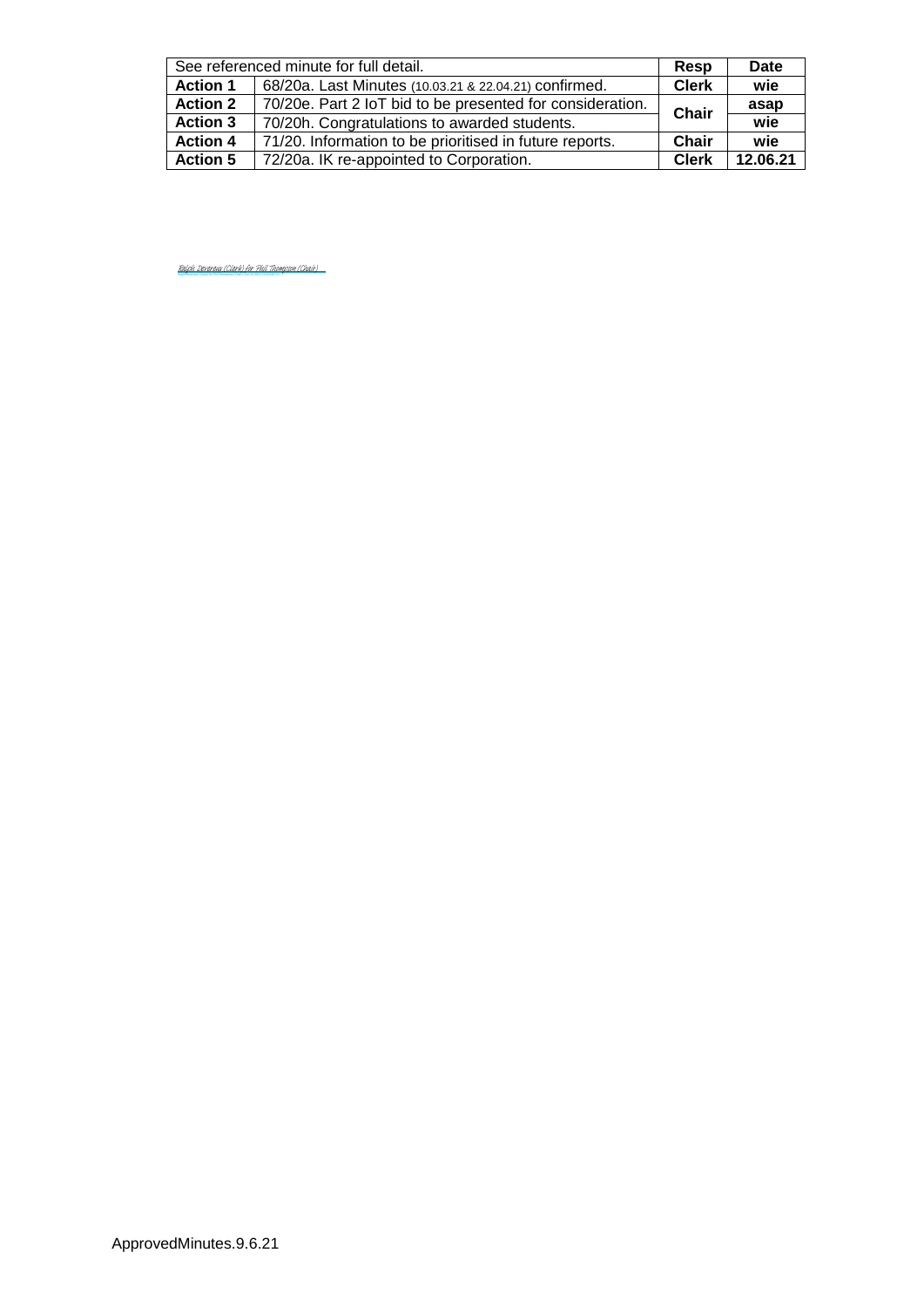| See referenced minute for full detail. | | Resp | Date |
|---|---|---|---|
| **Action 1** | 68/20a. Last Minutes (10.03.21 & 22.04.21) confirmed. | **Clerk** | **wie** |
| **Action 2** | 70/20e. Part 2 IoT bid to be presented for consideration. | **Chair** | **asap** |
| **Action 3** | 70/20h. Congratulations to awarded students. | | **wie** |
| **Action 4** | 71/20. Information to be prioritised in future reports. | **Chair** | **wie** |
| **Action 5** | 72/20a. IK re-appointed to Corporation. | **Clerk** | **12.06.21** |

*Ralph Devereux (Clerk) for Phil Thompson (Chair)*

ApprovedMinutes.9.6.21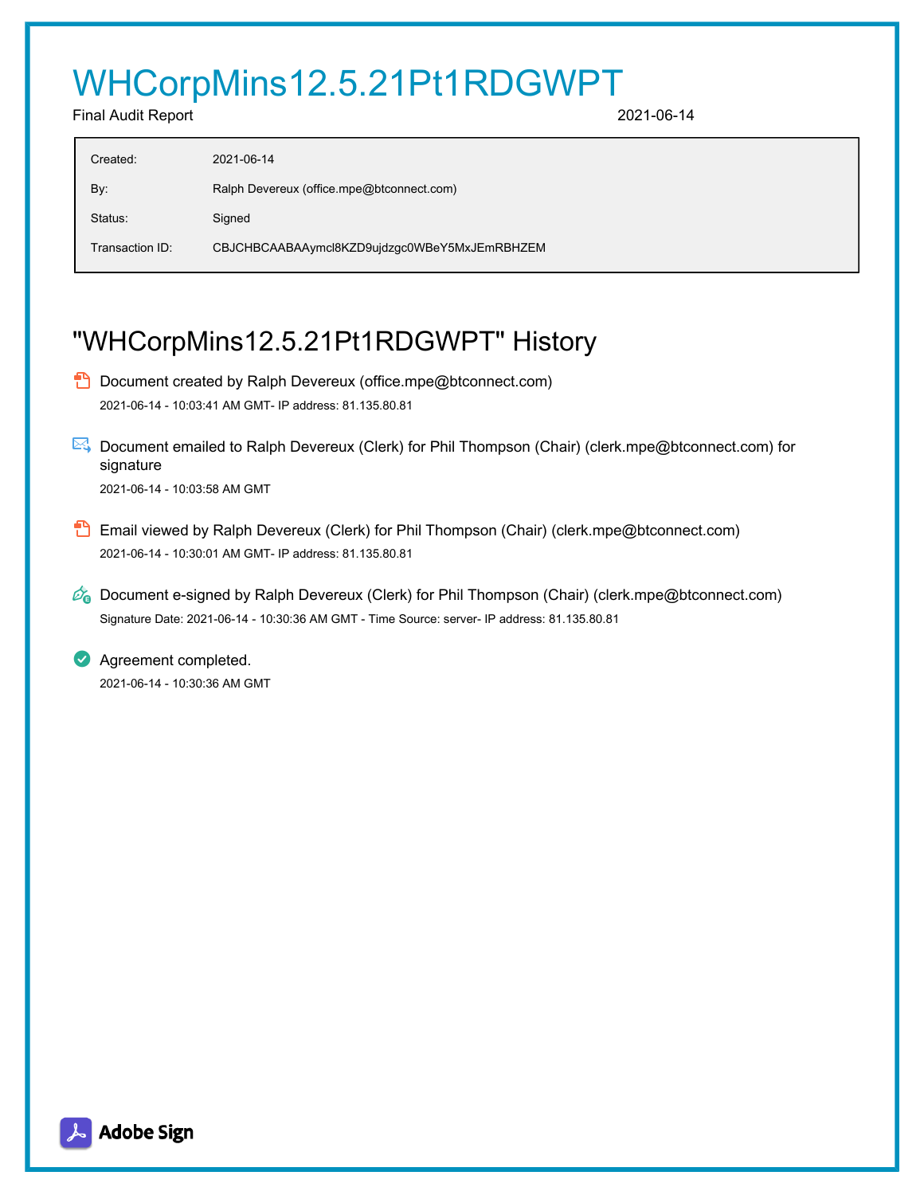# WHCorpMins12.5.21Pt1RDGWPT

Final Audit Report 2021-06-14

| | |
|---|---|
| Created: | 2021-06-14 |
| By: | Ralph Devereux (office.mpe@btconnect.com) |
| Status: | Signed |
| Transaction ID: | CBJCHBCAABAAymcl8KZD9ujdzgc0WBeY5MxJEmRBHZEM |

## "WHCorpMins12.5.21Pt1RDGWPT" History

- Document created by Ralph Devereux (office.mpe@btconnect.com)
  2021-06-14 - 10:03:41 AM GMT- IP address: 81.135.80.81

- Document emailed to Ralph Devereux (Clerk) for Phil Thompson (Chair) (clerk.mpe@btconnect.com) for signature
  2021-06-14 - 10:03:58 AM GMT

- Email viewed by Ralph Devereux (Clerk) for Phil Thompson (Chair) (clerk.mpe@btconnect.com)
  2021-06-14 - 10:30:01 AM GMT- IP address: 81.135.80.81

- Document e-signed by Ralph Devereux (Clerk) for Phil Thompson (Chair) (clerk.mpe@btconnect.com)
  Signature Date: 2021-06-14 - 10:30:36 AM GMT - Time Source: server- IP address: 81.135.80.81

- Agreement completed.
  2021-06-14 - 10:30:36 AM GMT

Adobe Sign